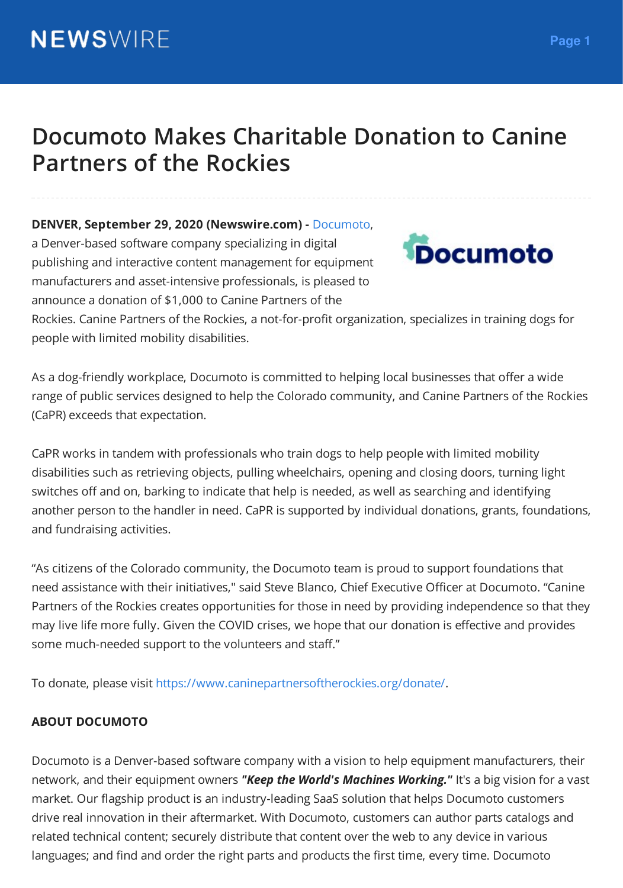# Documoto Makes Charitable Donation to Canine Partners of the Rockies

**DENVER, September 29, 2020 (Newswire.com) -** Documoto, a Denver-based software company specializing in digital publishing and interactive content management for equipment manufacturers and asset-intensive professionals, is pleased to announce a donation of $1,000 to Canine Partners of the Rockies. Canine Partners of the Rockies, a not-for-profit organization, specializes in training dogs for people with limited mobility disabilities.

As a dog-friendly workplace, Documoto is committed to helping local businesses that offer a wide range of public services designed to help the Colorado community, and Canine Partners of the Rockies (CaPR) exceeds that expectation.

CaPR works in tandem with professionals who train dogs to help people with limited mobility disabilities such as retrieving objects, pulling wheelchairs, opening and closing doors, turning light switches off and on, barking to indicate that help is needed, as well as searching and identifying another person to the handler in need. CaPR is supported by individual donations, grants, foundations, and fundraising activities.

“As citizens of the Colorado community, the Documoto team is proud to support foundations that need assistance with their initiatives," said Steve Blanco, Chief Executive Officer at Documoto. “Canine Partners of the Rockies creates opportunities for those in need by providing independence so that they may live life more fully. Given the COVID crises, we hope that our donation is effective and provides some much-needed support to the volunteers and staff.”

To donate, please visit https://www.caninepartnersoftherockies.org/donate/.

**ABOUT DOCUMOTO**

Documoto is a Denver-based software company with a vision to help equipment manufacturers, their network, and their equipment owners ***"Keep the World's Machines Working."*** It's a big vision for a vast market. Our flagship product is an industry-leading SaaS solution that helps Documoto customers drive real innovation in their aftermarket. With Documoto, customers can author parts catalogs and related technical content; securely distribute that content over the web to any device in various languages; and find and order the right parts and products the first time, every time. Documoto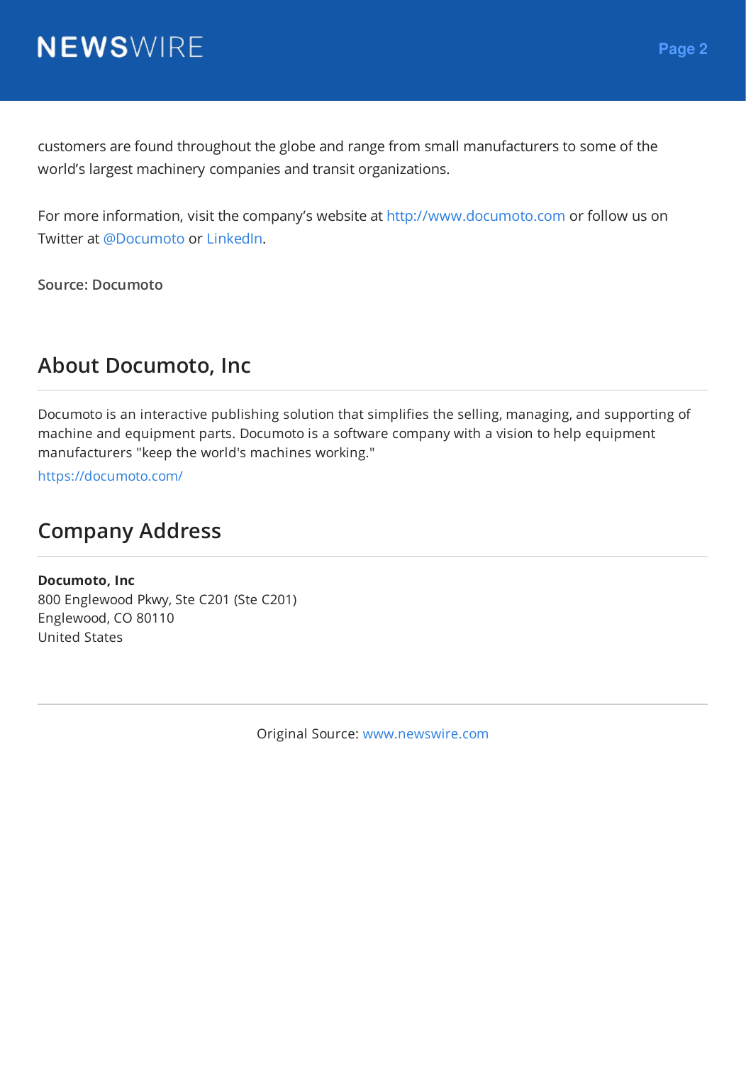customers are found throughout the globe and range from small manufacturers to some of the world's largest machinery companies and transit organizations.

For more information, visit the company's website at http://www.documoto.com or follow us on Twitter at @Documoto or LinkedIn.

**Source: Documoto**

## About Documoto, Inc

Documoto is an interactive publishing solution that simplifies the selling, managing, and supporting of machine and equipment parts. Documoto is a software company with a vision to help equipment manufacturers "keep the world's machines working."

https://documoto.com/

## Company Address

**Documoto, Inc**
800 Englewood Pkwy, Ste C201 (Ste C201)
Englewood, CO 80110
United States

Original Source: www.newswire.com